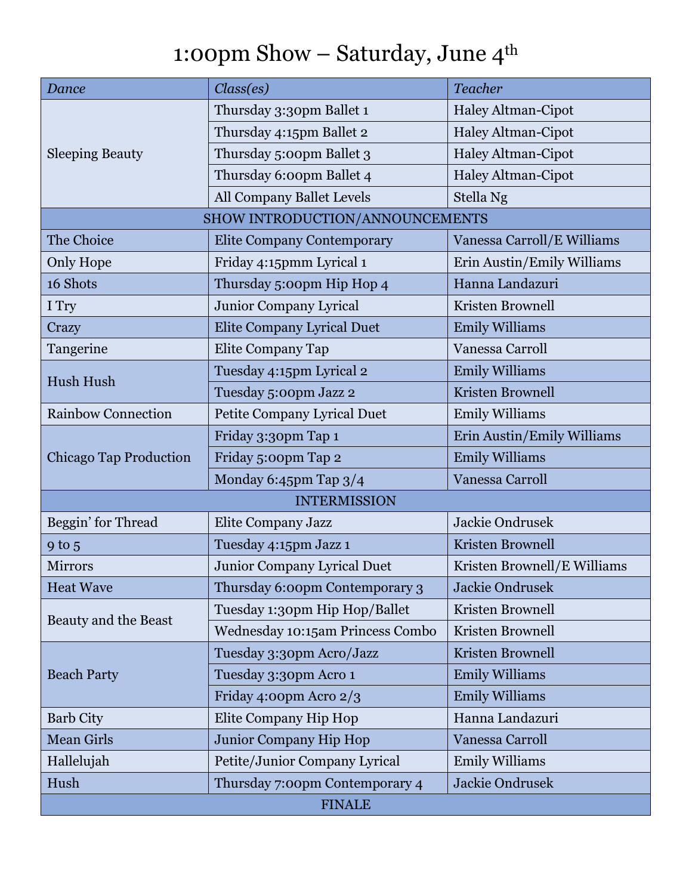# 1:00pm Show – Saturday, June 4th

| *Dance* | *Class(es)* | *Teacher* |
|---|---|---|
| Sleeping Beauty | Thursday 3:30pm Ballet 1 | Haley Altman-Cipot |
| | Thursday 4:15pm Ballet 2 | Haley Altman-Cipot |
| | Thursday 5:00pm Ballet 3 | Haley Altman-Cipot |
| | Thursday 6:00pm Ballet 4 | Haley Altman-Cipot |
| | All Company Ballet Levels | Stella Ng |
| SHOW INTRODUCTION/ANNOUNCEMENTS | | |
| The Choice | Elite Company Contemporary | Vanessa Carroll/E Williams |
| Only Hope | Friday 4:15pmm Lyrical 1 | Erin Austin/Emily Williams |
| 16 Shots | Thursday 5:00pm Hip Hop 4 | Hanna Landazuri |
| I Try | Junior Company Lyrical | Kristen Brownell |
| Crazy | Elite Company Lyrical Duet | Emily Williams |
| Tangerine | Elite Company Tap | Vanessa Carroll |
| Hush Hush | Tuesday 4:15pm Lyrical 2 | Emily Williams |
| | Tuesday 5:00pm Jazz 2 | Kristen Brownell |
| Rainbow Connection | Petite Company Lyrical Duet | Emily Williams |
| Chicago Tap Production | Friday 3:30pm Tap 1 | Erin Austin/Emily Williams |
| | Friday 5:00pm Tap 2 | Emily Williams |
| | Monday 6:45pm Tap 3/4 | Vanessa Carroll |
| INTERMISSION | | |
| Beggin' for Thread | Elite Company Jazz | Jackie Ondrusek |
| 9 to 5 | Tuesday 4:15pm Jazz 1 | Kristen Brownell |
| Mirrors | Junior Company Lyrical Duet | Kristen Brownell/E Williams |
| Heat Wave | Thursday 6:00pm Contemporary 3 | Jackie Ondrusek |
| Beauty and the Beast | Tuesday 1:30pm Hip Hop/Ballet | Kristen Brownell |
| | Wednesday 10:15am Princess Combo | Kristen Brownell |
| Beach Party | Tuesday 3:30pm Acro/Jazz | Kristen Brownell |
| | Tuesday 3:30pm Acro 1 | Emily Williams |
| | Friday 4:00pm Acro 2/3 | Emily Williams |
| Barb City | Elite Company Hip Hop | Hanna Landazuri |
| Mean Girls | Junior Company Hip Hop | Vanessa Carroll |
| Hallelujah | Petite/Junior Company Lyrical | Emily Williams |
| Hush | Thursday 7:00pm Contemporary 4 | Jackie Ondrusek |
| FINALE | | |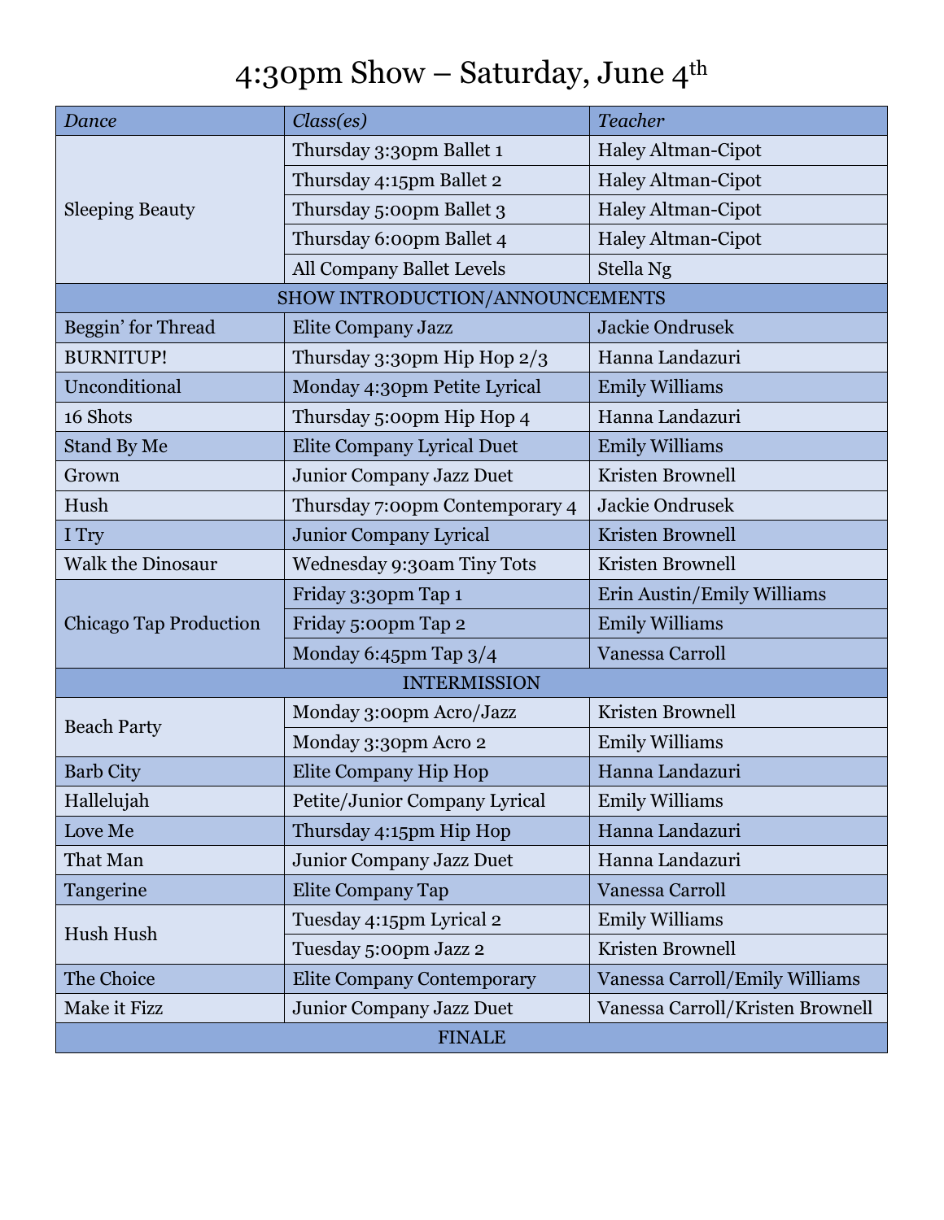# 4:30pm Show – Saturday, June 4th

| *Dance* | *Class(es)* | *Teacher* |
|---|---|---|
| Sleeping Beauty | Thursday 3:30pm Ballet 1 | Haley Altman-Cipot |
| | Thursday 4:15pm Ballet 2 | Haley Altman-Cipot |
| | Thursday 5:00pm Ballet 3 | Haley Altman-Cipot |
| | Thursday 6:00pm Ballet 4 | Haley Altman-Cipot |
| | All Company Ballet Levels | Stella Ng |
| SHOW INTRODUCTION/ANNOUNCEMENTS | | |
| Beggin' for Thread | Elite Company Jazz | Jackie Ondrusek |
| BURNITUP! | Thursday 3:30pm Hip Hop 2/3 | Hanna Landazuri |
| Unconditional | Monday 4:30pm Petite Lyrical | Emily Williams |
| 16 Shots | Thursday 5:00pm Hip Hop 4 | Hanna Landazuri |
| Stand By Me | Elite Company Lyrical Duet | Emily Williams |
| Grown | Junior Company Jazz Duet | Kristen Brownell |
| Hush | Thursday 7:00pm Contemporary 4 | Jackie Ondrusek |
| I Try | Junior Company Lyrical | Kristen Brownell |
| Walk the Dinosaur | Wednesday 9:30am Tiny Tots | Kristen Brownell |
| Chicago Tap Production | Friday 3:30pm Tap 1 | Erin Austin/Emily Williams |
| | Friday 5:00pm Tap 2 | Emily Williams |
| | Monday 6:45pm Tap 3/4 | Vanessa Carroll |
| INTERMISSION | | |
| Beach Party | Monday 3:00pm Acro/Jazz | Kristen Brownell |
| | Monday 3:30pm Acro 2 | Emily Williams |
| Barb City | Elite Company Hip Hop | Hanna Landazuri |
| Hallelujah | Petite/Junior Company Lyrical | Emily Williams |
| Love Me | Thursday 4:15pm Hip Hop | Hanna Landazuri |
| That Man | Junior Company Jazz Duet | Hanna Landazuri |
| Tangerine | Elite Company Tap | Vanessa Carroll |
| Hush Hush | Tuesday 4:15pm Lyrical 2 | Emily Williams |
| | Tuesday 5:00pm Jazz 2 | Kristen Brownell |
| The Choice | Elite Company Contemporary | Vanessa Carroll/Emily Williams |
| Make it Fizz | Junior Company Jazz Duet | Vanessa Carroll/Kristen Brownell |
| FINALE | | |